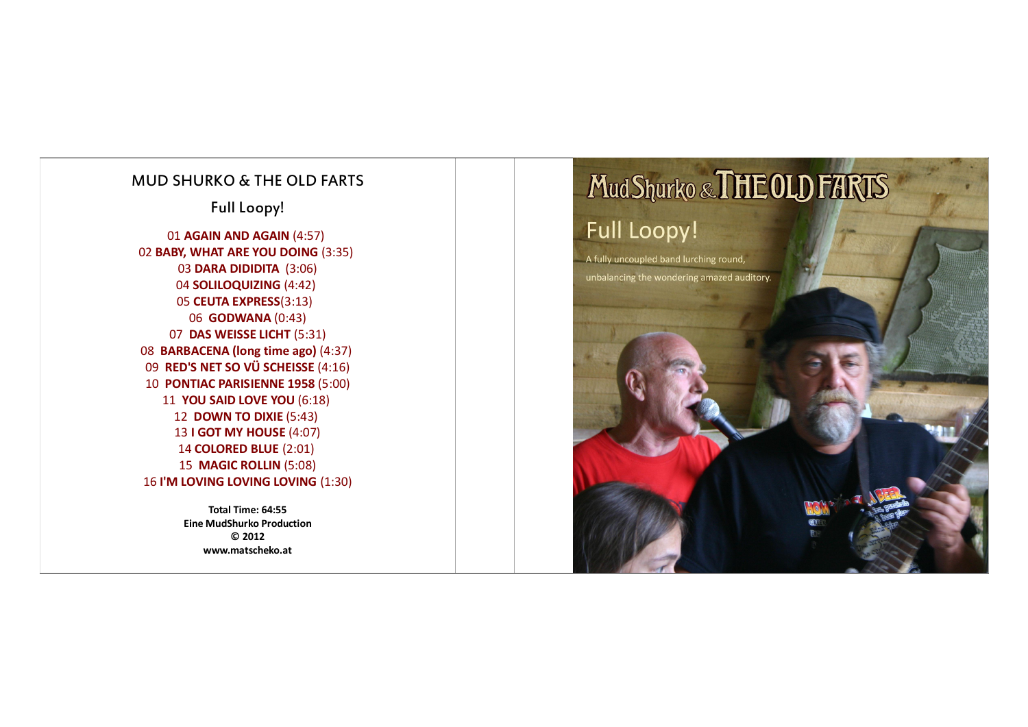## MUD SHURKO & THE OLD FARTS

### Full Loopy!

01 **AGAIN AND AGAIN** (4:57)
02 **BABY, WHAT ARE YOU DOING** (3:35)
03 **DARA DIDIDITA** (3:06)
04 **SOLILOQUIZING** (4:42)
05 **CEUTA EXPRESS**(3:13)
06 **GODWANA** (0:43)
07 **DAS WEISSE LICHT** (5:31)
08 **BARBACENA (long time ago)** (4:37)
09 **RED'S NET SO VÜ SCHEISSE** (4:16)
10 **PONTIAC PARISIENNE 1958** (5:00)
11 **YOU SAID LOVE YOU** (6:18)
12 **DOWN TO DIXIE** (5:43)
13 **I GOT MY HOUSE** (4:07)
14 **COLORED BLUE** (2:01)
15 **MAGIC ROLLIN** (5:08)
16 **I'M LOVING LOVING LOVING** (1:30)

**Total Time: 64:55**
**Eine MudShurko Production**
**© 2012**
**www.matscheko.at**

# MudShurko & THE OLD FARTS

## Full Loopy!

A fully uncoupled band lurching round,
unbalancing the wondering amazed auditory.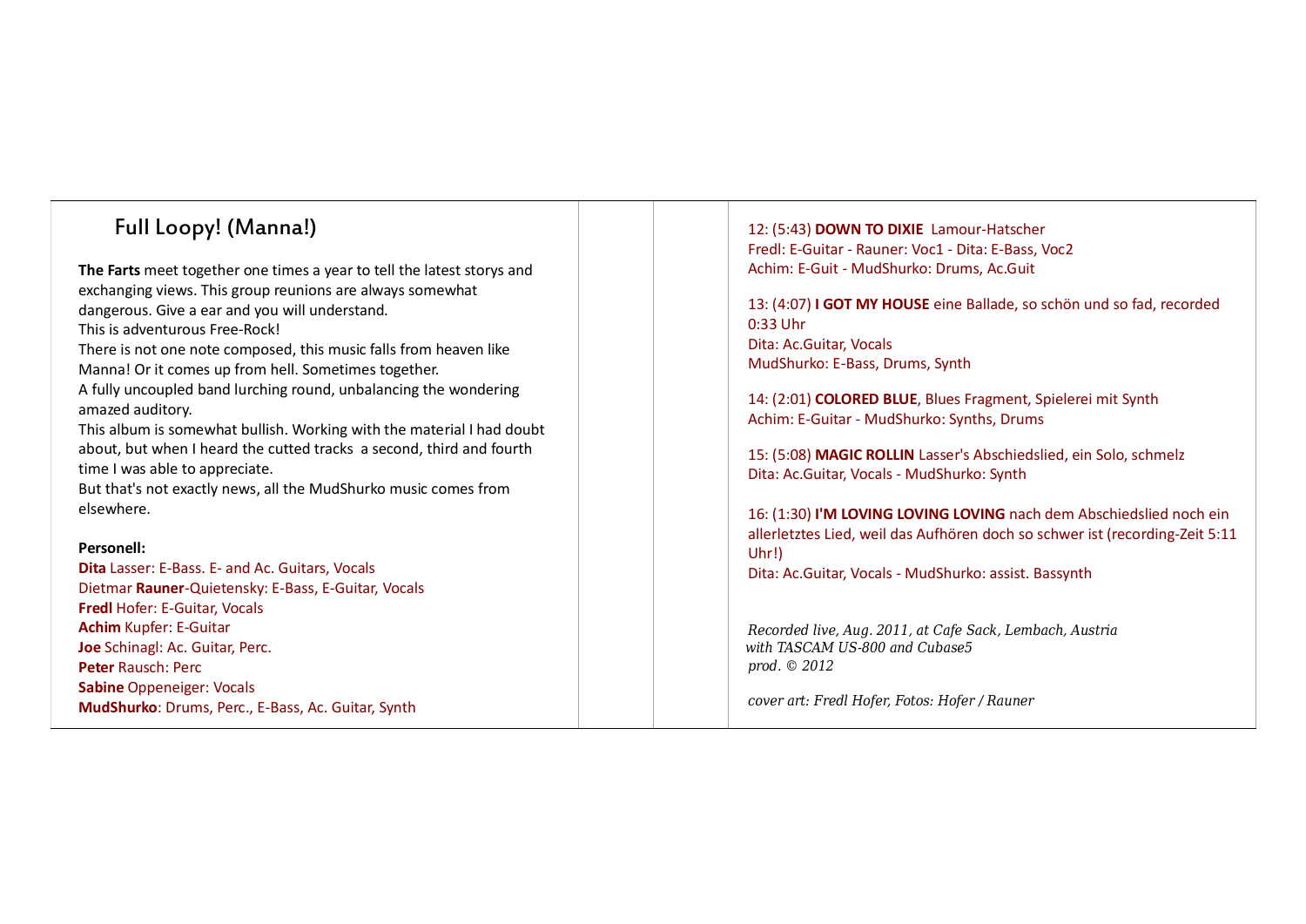## Full Loopy! (Manna!)

**The Farts** meet together one times a year to tell the latest storys and exchanging views. This group reunions are always somewhat dangerous. Give a ear and you will understand.
This is adventurous Free-Rock!
There is not one note composed, this music falls from heaven like Manna! Or it comes up from hell. Sometimes together.
A fully uncoupled band lurching round, unbalancing the wondering amazed auditory.
This album is somewhat bullish. Working with the material I had doubt about, but when I heard the cutted tracks a second, third and fourth time I was able to appreciate.
But that's not exactly news, all the MudShurko music comes from elsewhere.

**Personell:**
**Dita** Lasser: E-Bass. E- and Ac. Guitars, Vocals
Dietmar **Rauner**-Quietensky: E-Bass, E-Guitar, Vocals
**Fredl** Hofer: E-Guitar, Vocals
**Achim** Kupfer: E-Guitar
**Joe** Schinagl: Ac. Guitar, Perc.
**Peter** Rausch: Perc
**Sabine** Oppeneiger: Vocals
**MudShurko**: Drums, Perc., E-Bass, Ac. Guitar, Synth

12: (5:43) **DOWN TO DIXIE** Lamour-Hatscher
Fredl: E-Guitar - Rauner: Voc1 - Dita: E-Bass, Voc2
Achim: E-Guit - MudShurko: Drums, Ac.Guit

13: (4:07) **I GOT MY HOUSE** eine Ballade, so schön und so fad, recorded 0:33 Uhr
Dita: Ac.Guitar, Vocals
MudShurko: E-Bass, Drums, Synth

14: (2:01) **COLORED BLUE**, Blues Fragment, Spielerei mit Synth
Achim: E-Guitar - MudShurko: Synths, Drums

15: (5:08) **MAGIC ROLLIN** Lasser's Abschiedslied, ein Solo, schmelz
Dita: Ac.Guitar, Vocals - MudShurko: Synth

16: (1:30) **I'M LOVING LOVING LOVING** nach dem Abschiedslied noch ein allerletztes Lied, weil das Aufhören doch so schwer ist (recording-Zeit 5:11 Uhr!)
Dita: Ac.Guitar, Vocals - MudShurko: assist. Bassynth

*Recorded live, Aug. 2011, at Cafe Sack, Lembach, Austria*
*with TASCAM US-800 and Cubase5*
*prod. © 2012*

*cover art: Fredl Hofer, Fotos: Hofer / Rauner*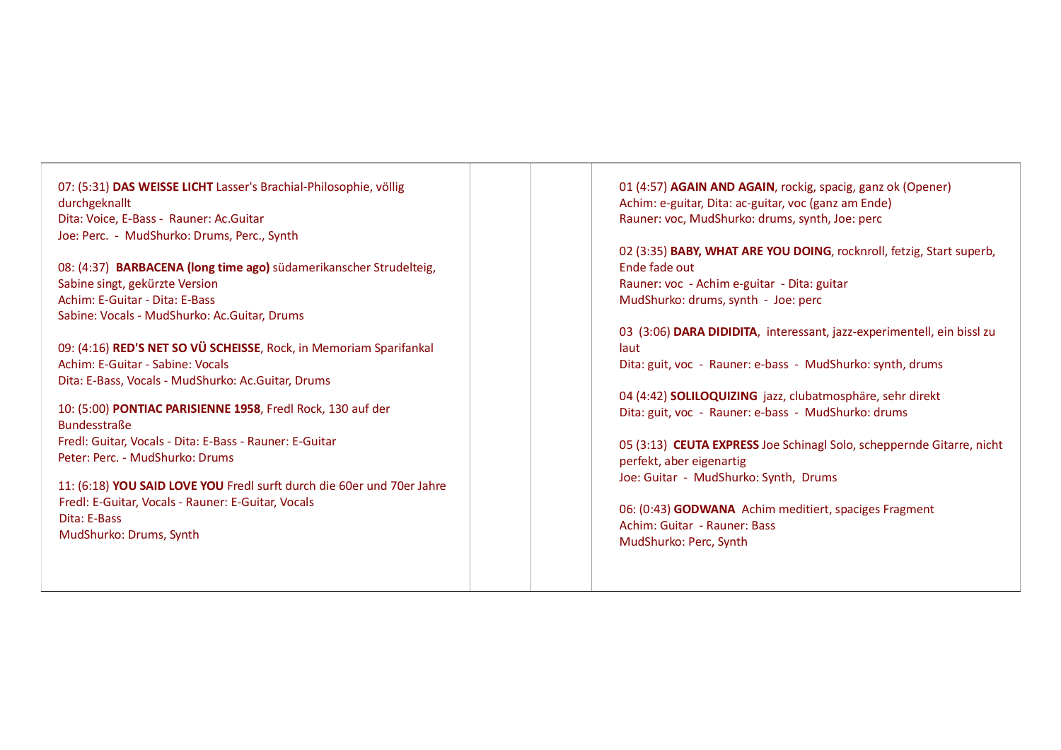01 (4:57) **AGAIN AND AGAIN**, rockig, spacig, ganz ok (Opener)
Achim: e-guitar, Dita: ac-guitar, voc (ganz am Ende)
Rauner: voc, MudShurko: drums, synth, Joe: perc

02 (3:35) **BABY, WHAT ARE YOU DOING**, rocknroll, fetzig, Start superb, Ende fade out
Rauner: voc - Achim e-guitar - Dita: guitar
MudShurko: drums, synth - Joe: perc

03 (3:06) **DARA DIDIDITA**, interessant, jazz-experimentell, ein bissl zu laut
Dita: guit, voc - Rauner: e-bass - MudShurko: synth, drums

04 (4:42) **SOLILOQUIZING** jazz, clubatmosphäre, sehr direkt
Dita: guit, voc - Rauner: e-bass - MudShurko: drums

05 (3:13) **CEUTA EXPRESS** Joe Schinagl Solo, scheppernde Gitarre, nicht perfekt, aber eigenartig
Joe: Guitar - MudShurko: Synth, Drums

06: (0:43) **GODWANA** Achim meditiert, spaciges Fragment
Achim: Guitar - Rauner: Bass
MudShurko: Perc, Synth

07: (5:31) **DAS WEISSE LICHT** Lasser's Brachial-Philosophie, völlig durchgeknallt
Dita: Voice, E-Bass - Rauner: Ac.Guitar
Joe: Perc. - MudShurko: Drums, Perc., Synth

08: (4:37) **BARBACENA (long time ago)** südamerikanscher Strudelteig, Sabine singt, gekürzte Version
Achim: E-Guitar - Dita: E-Bass
Sabine: Vocals - MudShurko: Ac.Guitar, Drums

09: (4:16) **RED'S NET SO VÜ SCHEISSE**, Rock, in Memoriam Sparifankal
Achim: E-Guitar - Sabine: Vocals
Dita: E-Bass, Vocals - MudShurko: Ac.Guitar, Drums

10: (5:00) **PONTIAC PARISIENNE 1958**, Fredl Rock, 130 auf der Bundesstraße
Fredl: Guitar, Vocals - Dita: E-Bass - Rauner: E-Guitar
Peter: Perc. - MudShurko: Drums

11: (6:18) **YOU SAID LOVE YOU** Fredl surft durch die 60er und 70er Jahre
Fredl: E-Guitar, Vocals - Rauner: E-Guitar, Vocals
Dita: E-Bass
MudShurko: Drums, Synth